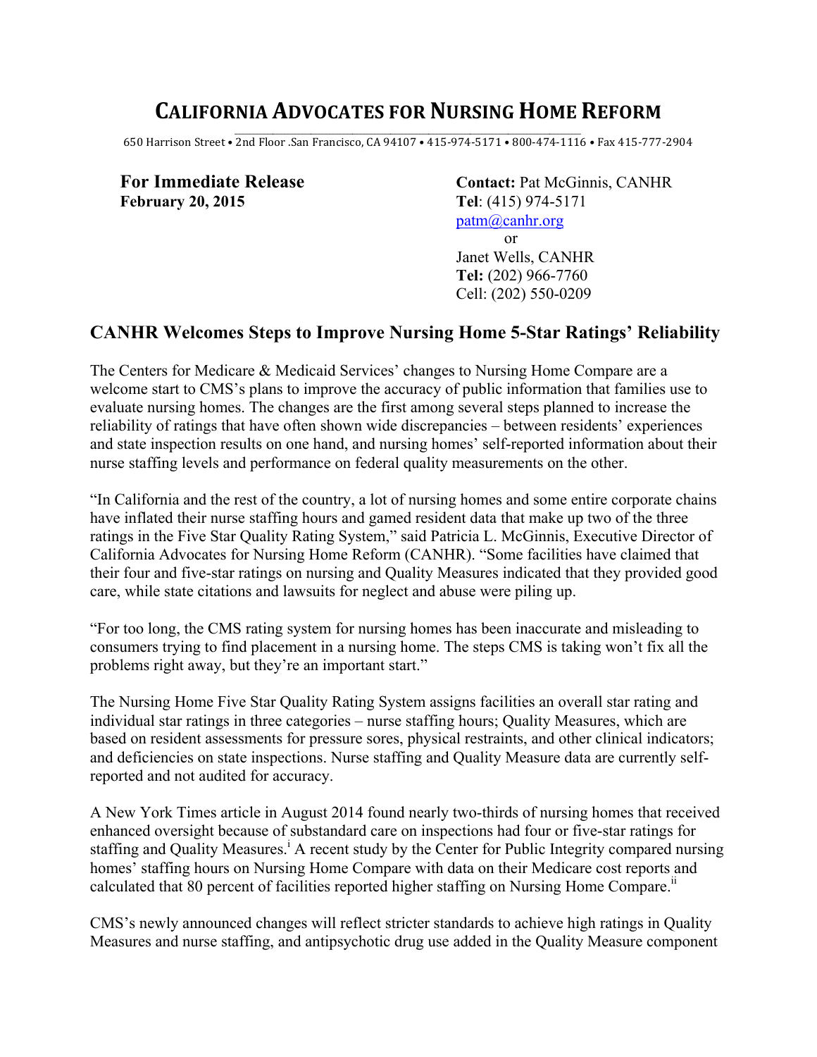# CALIFORNIA ADVOCATES FOR NURSING HOME REFORM

650 Harrison Street • 2nd Floor .San Francisco, CA 94107 • 415-974-5171 • 800-474-1116 • Fax 415-777-2904

**For Immediate Release**
**February 20, 2015**

**Contact:** Pat McGinnis, CANHR
**Tel**: (415) 974-5171
patm@canhr.org
or
Janet Wells, CANHR
**Tel:** (202) 966-7760
Cell: (202) 550-0209

## CANHR Welcomes Steps to Improve Nursing Home 5-Star Ratings' Reliability

The Centers for Medicare & Medicaid Services' changes to Nursing Home Compare are a welcome start to CMS's plans to improve the accuracy of public information that families use to evaluate nursing homes. The changes are the first among several steps planned to increase the reliability of ratings that have often shown wide discrepancies – between residents' experiences and state inspection results on one hand, and nursing homes' self-reported information about their nurse staffing levels and performance on federal quality measurements on the other.

"In California and the rest of the country, a lot of nursing homes and some entire corporate chains have inflated their nurse staffing hours and gamed resident data that make up two of the three ratings in the Five Star Quality Rating System," said Patricia L. McGinnis, Executive Director of California Advocates for Nursing Home Reform (CANHR). "Some facilities have claimed that their four and five-star ratings on nursing and Quality Measures indicated that they provided good care, while state citations and lawsuits for neglect and abuse were piling up.

"For too long, the CMS rating system for nursing homes has been inaccurate and misleading to consumers trying to find placement in a nursing home. The steps CMS is taking won't fix all the problems right away, but they're an important start."

The Nursing Home Five Star Quality Rating System assigns facilities an overall star rating and individual star ratings in three categories – nurse staffing hours; Quality Measures, which are based on resident assessments for pressure sores, physical restraints, and other clinical indicators; and deficiencies on state inspections. Nurse staffing and Quality Measure data are currently self-reported and not audited for accuracy.

A New York Times article in August 2014 found nearly two-thirds of nursing homes that received enhanced oversight because of substandard care on inspections had four or five-star ratings for staffing and Quality Measures.[i] A recent study by the Center for Public Integrity compared nursing homes' staffing hours on Nursing Home Compare with data on their Medicare cost reports and calculated that 80 percent of facilities reported higher staffing on Nursing Home Compare.[ii]

CMS's newly announced changes will reflect stricter standards to achieve high ratings in Quality Measures and nurse staffing, and antipsychotic drug use added in the Quality Measure component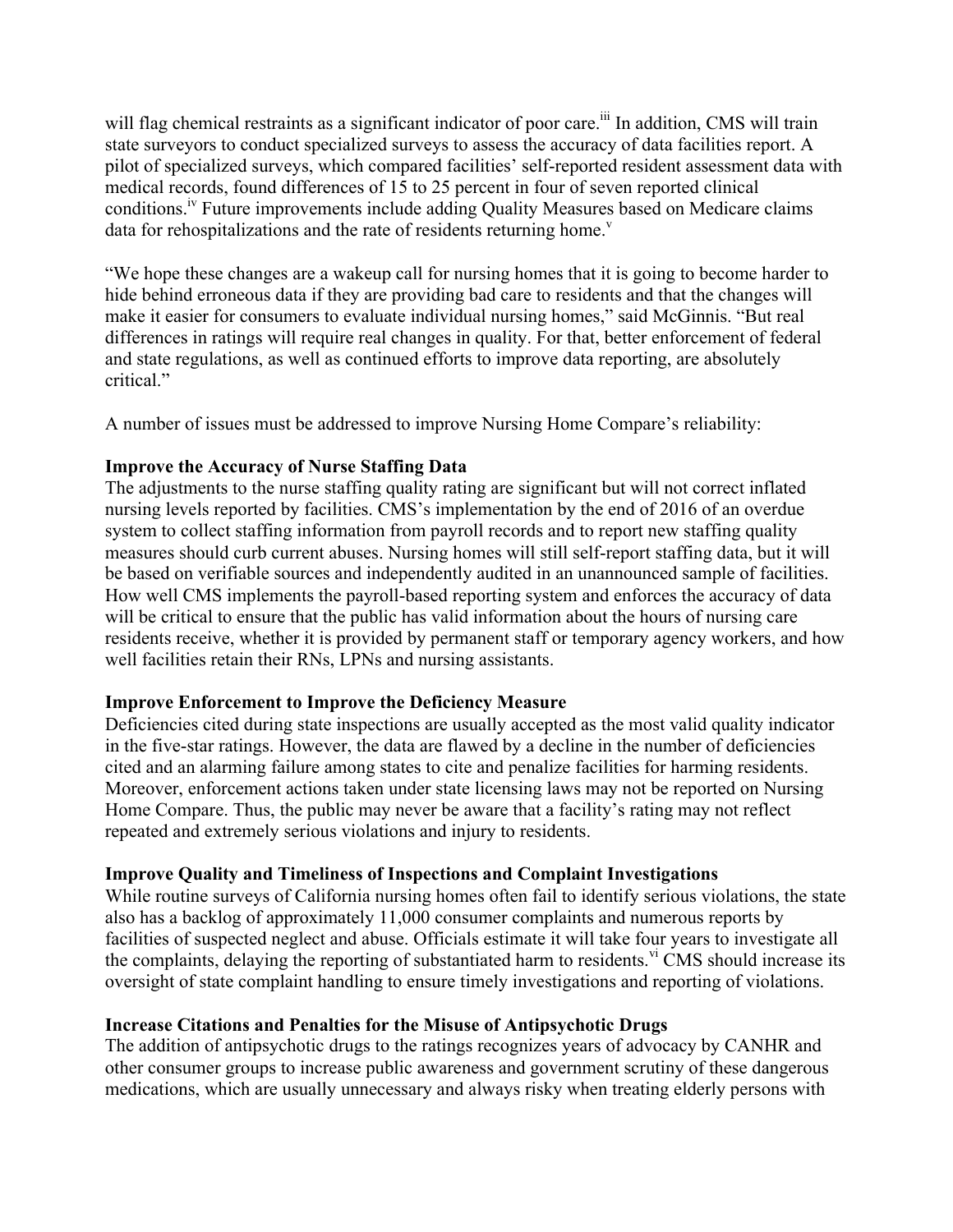will flag chemical restraints as a significant indicator of poor care.[iii] In addition, CMS will train state surveyors to conduct specialized surveys to assess the accuracy of data facilities report. A pilot of specialized surveys, which compared facilities' self-reported resident assessment data with medical records, found differences of 15 to 25 percent in four of seven reported clinical conditions.[iv] Future improvements include adding Quality Measures based on Medicare claims data for rehospitalizations and the rate of residents returning home.[v]

"We hope these changes are a wakeup call for nursing homes that it is going to become harder to hide behind erroneous data if they are providing bad care to residents and that the changes will make it easier for consumers to evaluate individual nursing homes," said McGinnis. "But real differences in ratings will require real changes in quality. For that, better enforcement of federal and state regulations, as well as continued efforts to improve data reporting, are absolutely critical."

A number of issues must be addressed to improve Nursing Home Compare's reliability:

**Improve the Accuracy of Nurse Staffing Data**

The adjustments to the nurse staffing quality rating are significant but will not correct inflated nursing levels reported by facilities. CMS's implementation by the end of 2016 of an overdue system to collect staffing information from payroll records and to report new staffing quality measures should curb current abuses. Nursing homes will still self-report staffing data, but it will be based on verifiable sources and independently audited in an unannounced sample of facilities. How well CMS implements the payroll-based reporting system and enforces the accuracy of data will be critical to ensure that the public has valid information about the hours of nursing care residents receive, whether it is provided by permanent staff or temporary agency workers, and how well facilities retain their RNs, LPNs and nursing assistants.

**Improve Enforcement to Improve the Deficiency Measure**

Deficiencies cited during state inspections are usually accepted as the most valid quality indicator in the five-star ratings. However, the data are flawed by a decline in the number of deficiencies cited and an alarming failure among states to cite and penalize facilities for harming residents. Moreover, enforcement actions taken under state licensing laws may not be reported on Nursing Home Compare. Thus, the public may never be aware that a facility's rating may not reflect repeated and extremely serious violations and injury to residents.

**Improve Quality and Timeliness of Inspections and Complaint Investigations**

While routine surveys of California nursing homes often fail to identify serious violations, the state also has a backlog of approximately 11,000 consumer complaints and numerous reports by facilities of suspected neglect and abuse. Officials estimate it will take four years to investigate all the complaints, delaying the reporting of substantiated harm to residents.[vi] CMS should increase its oversight of state complaint handling to ensure timely investigations and reporting of violations.

**Increase Citations and Penalties for the Misuse of Antipsychotic Drugs**

The addition of antipsychotic drugs to the ratings recognizes years of advocacy by CANHR and other consumer groups to increase public awareness and government scrutiny of these dangerous medications, which are usually unnecessary and always risky when treating elderly persons with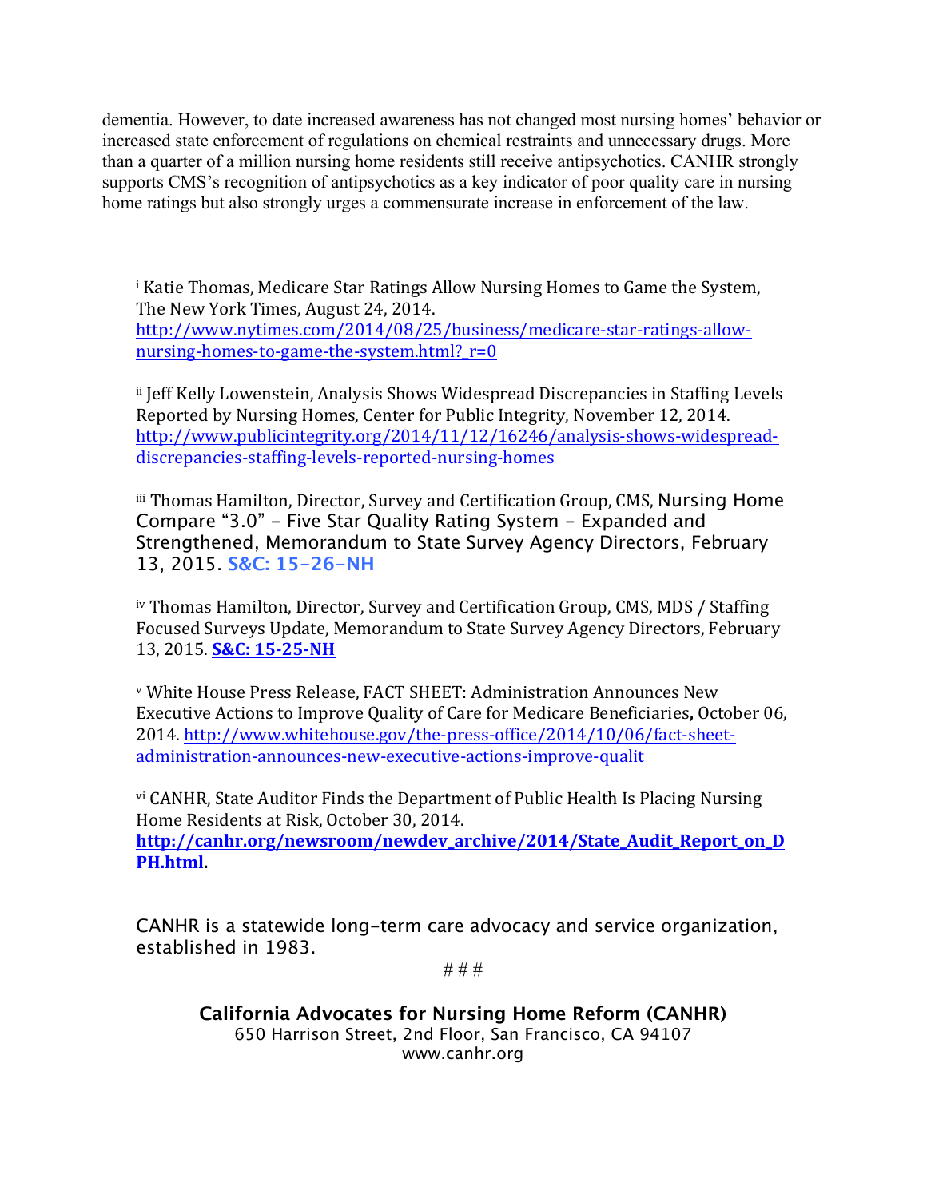dementia. However, to date increased awareness has not changed most nursing homes' behavior or increased state enforcement of regulations on chemical restraints and unnecessary drugs. More than a quarter of a million nursing home residents still receive antipsychotics. CANHR strongly supports CMS's recognition of antipsychotics as a key indicator of poor quality care in nursing home ratings but also strongly urges a commensurate increase in enforcement of the law.

---

[i] Katie Thomas, Medicare Star Ratings Allow Nursing Homes to Game the System, The New York Times, August 24, 2014. http://www.nytimes.com/2014/08/25/business/medicare-star-ratings-allow-nursing-homes-to-game-the-system.html?_r=0

[ii] Jeff Kelly Lowenstein, Analysis Shows Widespread Discrepancies in Staffing Levels Reported by Nursing Homes, Center for Public Integrity, November 12, 2014. http://www.publicintegrity.org/2014/11/12/16246/analysis-shows-widespread-discrepancies-staffing-levels-reported-nursing-homes

[iii] Thomas Hamilton, Director, Survey and Certification Group, CMS, Nursing Home Compare "3.0" – Five Star Quality Rating System – Expanded and Strengthened, Memorandum to State Survey Agency Directors, February 13, 2015. **S&C: 15-26-NH**

[iv] Thomas Hamilton, Director, Survey and Certification Group, CMS, MDS / Staffing Focused Surveys Update, Memorandum to State Survey Agency Directors, February 13, 2015. **S&C: 15-25-NH**

[v] White House Press Release, FACT SHEET: Administration Announces New Executive Actions to Improve Quality of Care for Medicare Beneficiaries**,** October 06, 2014. http://www.whitehouse.gov/the-press-office/2014/10/06/fact-sheet-administration-announces-new-executive-actions-improve-qualit

[vi] CANHR, State Auditor Finds the Department of Public Health Is Placing Nursing Home Residents at Risk, October 30, 2014. **http://canhr.org/newsroom/newdev_archive/2014/State_Audit_Report_on_DPH.html.**

CANHR is a statewide long-term care advocacy and service organization, established in 1983.

# # #

**California Advocates for Nursing Home Reform (CANHR)**
650 Harrison Street, 2nd Floor, San Francisco, CA 94107
www.canhr.org